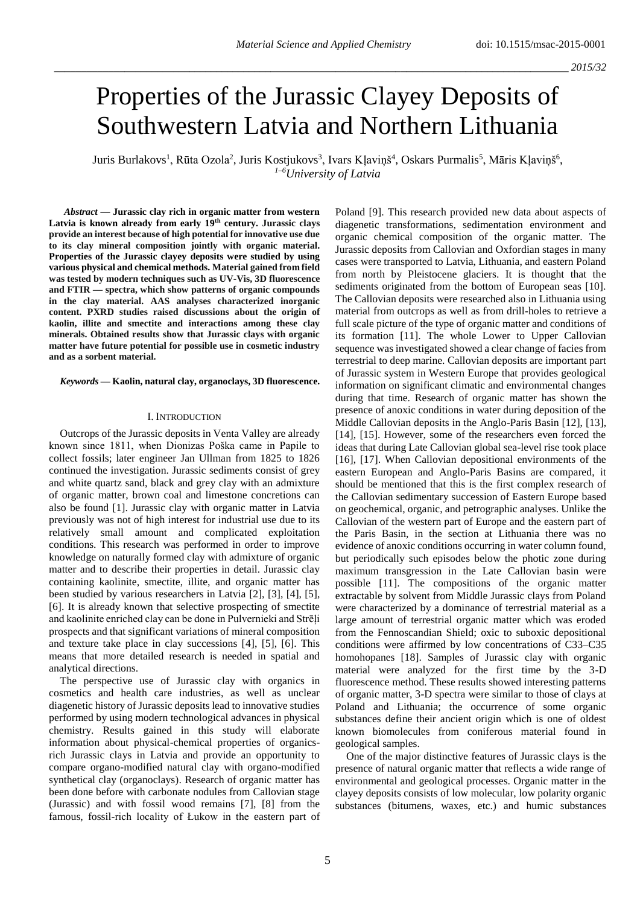# Properties of the Jurassic Clayey Deposits of Southwestern Latvia and Northern Lithuania

Juris Burlakovs[1], Rūta Ozola[2], Juris Kostjukovs[3], Ivars Kļaviņš[4], Oskars Purmalis[5], Māris Kļaviņš[6],
*[1–6]University of Latvia*

***Abstract* — Jurassic clay rich in organic matter from western Latvia is known already from early 19th century. Jurassic clays provide an interest because of high potential for innovative use due to its clay mineral composition jointly with organic material. Properties of the Jurassic clayey deposits were studied by using various physical and chemical methods. Material gained from field was tested by modern techniques such as UV-Vis, 3D fluorescence and FTIR — spectra, which show patterns of organic compounds in the clay material. AAS analyses characterized inorganic content. PXRD studies raised discussions about the origin of kaolin, illite and smectite and interactions among these clay minerals. Obtained results show that Jurassic clays with organic matter have future potential for possible use in cosmetic industry and as a sorbent material.**

***Keywords* — Kaolin, natural clay, organoclays, 3D fluorescence.**

## I. Introduction

Outcrops of the Jurassic deposits in Venta Valley are already known since 1811, when Dionizas Poška came in Papile to collect fossils; later engineer Jan Ullman from 1825 to 1826 continued the investigation. Jurassic sediments consist of grey and white quartz sand, black and grey clay with an admixture of organic matter, brown coal and limestone concretions can also be found [1]. Jurassic clay with organic matter in Latvia previously was not of high interest for industrial use due to its relatively small amount and complicated exploitation conditions. This research was performed in order to improve knowledge on naturally formed clay with admixture of organic matter and to describe their properties in detail. Jurassic clay containing kaolinite, smectite, illite, and organic matter has been studied by various researchers in Latvia [2], [3], [4], [5], [6]. It is already known that selective prospecting of smectite and kaolinite enriched clay can be done in Pulvernieki and Strēļi prospects and that significant variations of mineral composition and texture take place in clay successions [4], [5], [6]. This means that more detailed research is needed in spatial and analytical directions.

The perspective use of Jurassic clay with organics in cosmetics and health care industries, as well as unclear diagenetic history of Jurassic deposits lead to innovative studies performed by using modern technological advances in physical chemistry. Results gained in this study will elaborate information about physical-chemical properties of organics-rich Jurassic clays in Latvia and provide an opportunity to compare organo-modified natural clay with organo-modified synthetical clay (organoclays). Research of organic matter has been done before with carbonate nodules from Callovian stage (Jurassic) and with fossil wood remains [7], [8] from the famous, fossil-rich locality of Łukow in the eastern part of Poland [9]. This research provided new data about aspects of diagenetic transformations, sedimentation environment and organic chemical composition of the organic matter. The Jurassic deposits from Callovian and Oxfordian stages in many cases were transported to Latvia, Lithuania, and eastern Poland from north by Pleistocene glaciers. It is thought that the sediments originated from the bottom of European seas [10]. The Callovian deposits were researched also in Lithuania using material from outcrops as well as from drill-holes to retrieve a full scale picture of the type of organic matter and conditions of its formation [11]. The whole Lower to Upper Callovian sequence was investigated showed a clear change of facies from terrestrial to deep marine. Callovian deposits are important part of Jurassic system in Western Europe that provides geological information on significant climatic and environmental changes during that time. Research of organic matter has shown the presence of anoxic conditions in water during deposition of the Middle Callovian deposits in the Anglo-Paris Basin [12], [13], [14], [15]. However, some of the researchers even forced the ideas that during Late Callovian global sea-level rise took place [16], [17]. When Callovian depositional environments of the eastern European and Anglo-Paris Basins are compared, it should be mentioned that this is the first complex research of the Callovian sedimentary succession of Eastern Europe based on geochemical, organic, and petrographic analyses. Unlike the Callovian of the western part of Europe and the eastern part of the Paris Basin, in the section at Lithuania there was no evidence of anoxic conditions occurring in water column found, but periodically such episodes below the photic zone during maximum transgression in the Late Callovian basin were possible [11]. The compositions of the organic matter extractable by solvent from Middle Jurassic clays from Poland were characterized by a dominance of terrestrial material as a large amount of terrestrial organic matter which was eroded from the Fennoscandian Shield; oxic to suboxic depositional conditions were affirmed by low concentrations of C33–C35 homohopanes [18]. Samples of Jurassic clay with organic material were analyzed for the first time by the 3-D fluorescence method. These results showed interesting patterns of organic matter, 3-D spectra were similar to those of clays at Poland and Lithuania; the occurrence of some organic substances define their ancient origin which is one of oldest known biomolecules from coniferous material found in geological samples.

One of the major distinctive features of Jurassic clays is the presence of natural organic matter that reflects a wide range of environmental and geological processes. Organic matter in the clayey deposits consists of low molecular, low polarity organic substances (bitumens, waxes, etc.) and humic substances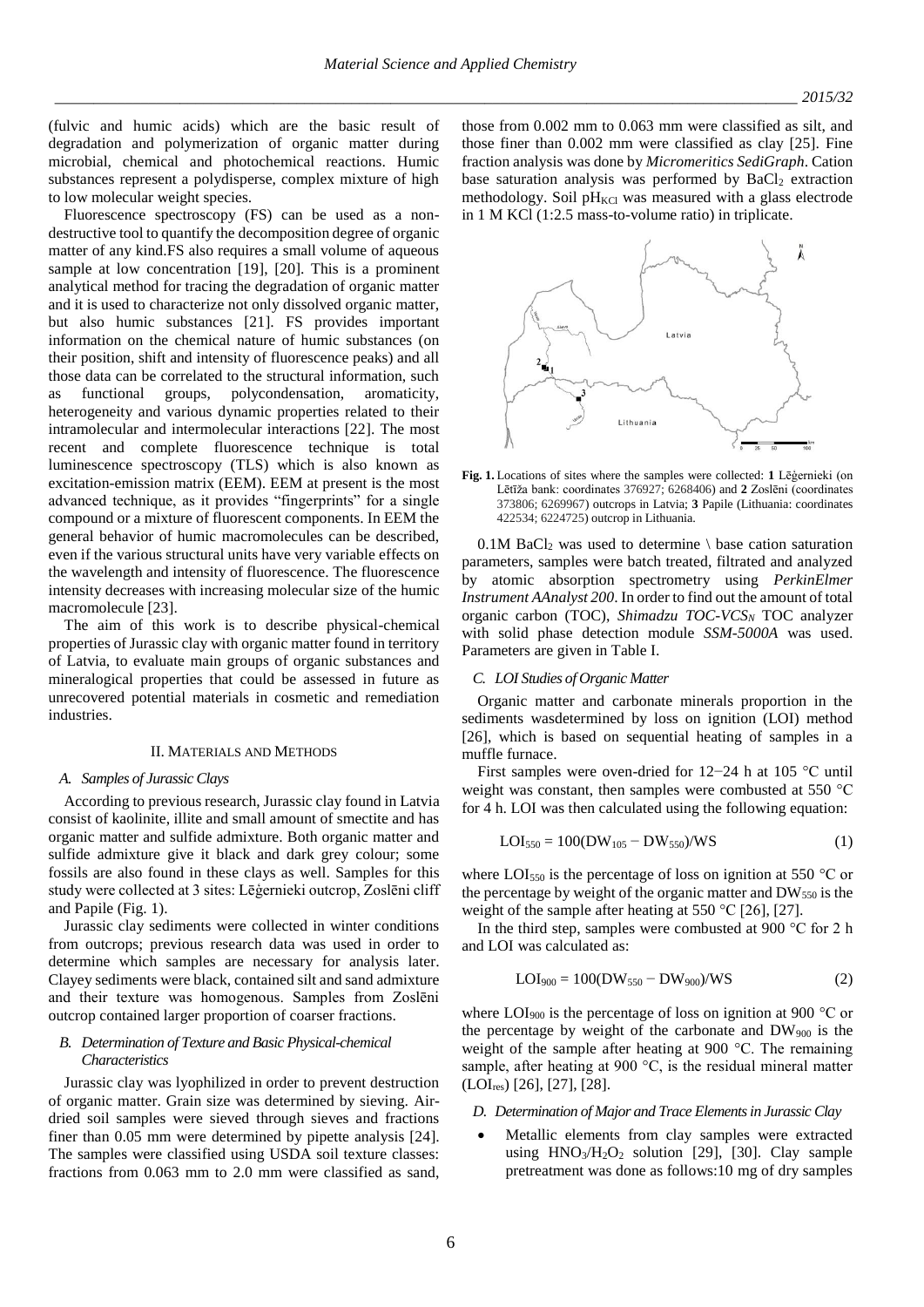(fulvic and humic acids) which are the basic result of degradation and polymerization of organic matter during microbial, chemical and photochemical reactions. Humic substances represent a polydisperse, complex mixture of high to low molecular weight species.

Fluorescence spectroscopy (FS) can be used as a non-destructive tool to quantify the decomposition degree of organic matter of any kind.FS also requires a small volume of aqueous sample at low concentration [19], [20]. This is a prominent analytical method for tracing the degradation of organic matter and it is used to characterize not only dissolved organic matter, but also humic substances [21]. FS provides important information on the chemical nature of humic substances (on their position, shift and intensity of fluorescence peaks) and all those data can be correlated to the structural information, such as functional groups, polycondensation, aromaticity, heterogeneity and various dynamic properties related to their intramolecular and intermolecular interactions [22]. The most recent and complete fluorescence technique is total luminescence spectroscopy (TLS) which is also known as excitation-emission matrix (EEM). EEM at present is the most advanced technique, as it provides "fingerprints" for a single compound or a mixture of fluorescent components. In EEM the general behavior of humic macromolecules can be described, even if the various structural units have very variable effects on the wavelength and intensity of fluorescence. The fluorescence intensity decreases with increasing molecular size of the humic macromolecule [23].

The aim of this work is to describe physical-chemical properties of Jurassic clay with organic matter found in territory of Latvia, to evaluate main groups of organic substances and mineralogical properties that could be assessed in future as unrecovered potential materials in cosmetic and remediation industries.

## II. Materials and Methods

### A. Samples of Jurassic Clays

According to previous research, Jurassic clay found in Latvia consist of kaolinite, illite and small amount of smectite and has organic matter and sulfide admixture. Both organic matter and sulfide admixture give it black and dark grey colour; some fossils are also found in these clays as well. Samples for this study were collected at 3 sites: Lēģernieki outcrop, Zoslēni cliff and Papile (Fig. 1).

Jurassic clay sediments were collected in winter conditions from outcrops; previous research data was used in order to determine which samples are necessary for analysis later. Clayey sediments were black, contained silt and sand admixture and their texture was homogenous. Samples from Zoslēni outcrop contained larger proportion of coarser fractions.

### B. Determination of Texture and Basic Physical-chemical Characteristics

Jurassic clay was lyophilized in order to prevent destruction of organic matter. Grain size was determined by sieving. Air-dried soil samples were sieved through sieves and fractions finer than 0.05 mm were determined by pipette analysis [24]. The samples were classified using USDA soil texture classes: fractions from 0.063 mm to 2.0 mm were classified as sand, those from 0.002 mm to 0.063 mm were classified as silt, and those finer than 0.002 mm were classified as clay [25]. Fine fraction analysis was done by *Micromeritics SediGraph*. Cation base saturation analysis was performed by $BaCl_2$ extraction methodology. Soil $pH_{KCl}$ was measured with a glass electrode in 1 M KCl (1:2.5 mass-to-volume ratio) in triplicate.

**Fig. 1.** Locations of sites where the samples were collected: **1** Lēģernieki (on Lētīža bank: coordinates 376927; 6268406) and **2** Zoslēni (coordinates 373806; 6269967) outcrops in Latvia; **3** Papile (Lithuania: coordinates 422534; 6224725) outcrop in Lithuania.

0.1M $BaCl_2$ was used to determine \ base cation saturation parameters, samples were batch treated, filtrated and analyzed by atomic absorption spectrometry using *PerkinElmer Instrument AAnalyst 200*. In order to find out the amount of total organic carbon (TOC), *Shimadzu TOC-VCS$_N$* TOC analyzer with solid phase detection module *SSM-5000A* was used. Parameters are given in Table I.

### C. LOI Studies of Organic Matter

Organic matter and carbonate minerals proportion in the sediments wasdetermined by loss on ignition (LOI) method [26], which is based on sequential heating of samples in a muffle furnace.

First samples were oven-dried for 12−24 h at 105 °C until weight was constant, then samples were combusted at 550 °C for 4 h. LOI was then calculated using the following equation:

$$LOI_{550} = 100(DW_{105} - DW_{550})/WS \tag{1}$$

where $LOI_{550}$ is the percentage of loss on ignition at 550 °C or the percentage by weight of the organic matter and $DW_{550}$ is the weight of the sample after heating at 550 °C [26], [27].

In the third step, samples were combusted at 900 °C for 2 h and LOI was calculated as:

$$LOI_{900} = 100(DW_{550} - DW_{900})/WS \tag{2}$$

where $LOI_{900}$ is the percentage of loss on ignition at 900 °C or the percentage by weight of the carbonate and $DW_{900}$ is the weight of the sample after heating at 900 °C. The remaining sample, after heating at 900 °C, is the residual mineral matter ($LOI_{res}$) [26], [27], [28].

### D. Determination of Major and Trace Elements in Jurassic Clay

- Metallic elements from clay samples were extracted using $HNO_3/H_2O_2$ solution [29], [30]. Clay sample pretreatment was done as follows:10 mg of dry samples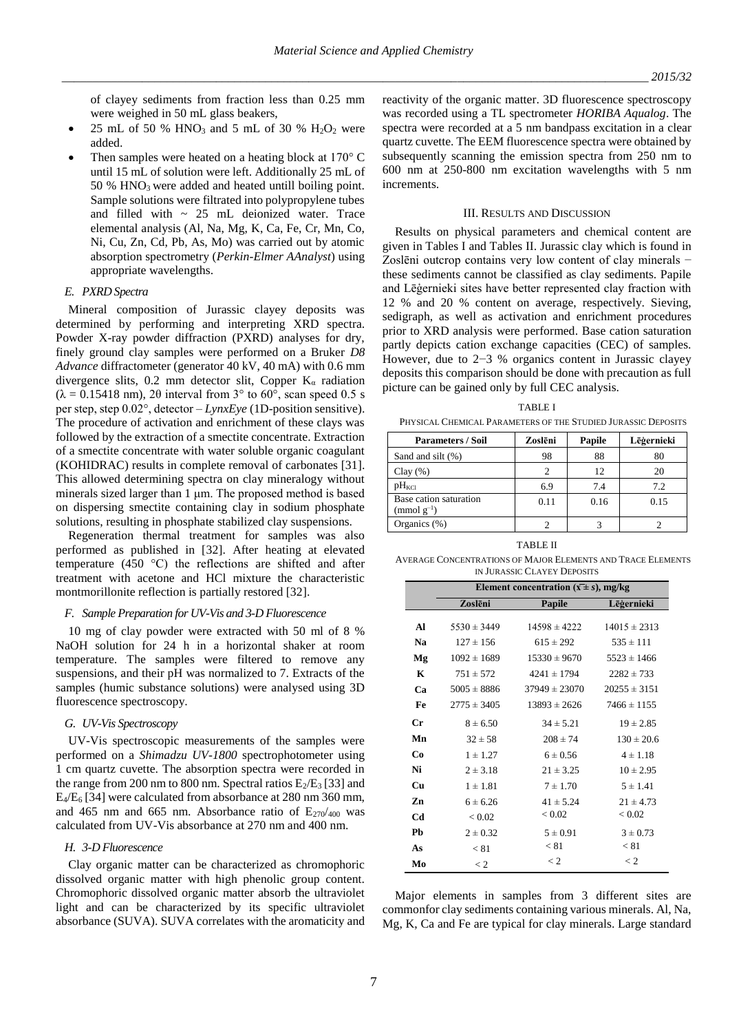of clayey sediments from fraction less than 0.25 mm were weighed in 50 mL glass beakers,

- 25 mL of 50 % $HNO_3$ and 5 mL of 30 % $H_2O_2$ were added.
- Then samples were heated on a heating block at 170° C until 15 mL of solution were left. Additionally 25 mL of 50 % $HNO_3$ were added and heated untill boiling point. Sample solutions were filtrated into polypropylene tubes and filled with ~ 25 mL deionized water. Trace elemental analysis (Al, Na, Mg, K, Ca, Fe, Cr, Mn, Co, Ni, Cu, Zn, Cd, Pb, As, Mo) was carried out by atomic absorption spectrometry (*Perkin-Elmer AAnalyst*) using appropriate wavelengths.

### *E. PXRD Spectra*

Mineral composition of Jurassic clayey deposits was determined by performing and interpreting XRD spectra. Powder X-ray powder diffraction (PXRD) analyses for dry, finely ground clay samples were performed on a Bruker *D8 Advance* diffractometer (generator 40 kV, 40 mA) with 0.6 mm divergence slits, 0.2 mm detector slit, Copper $K_\alpha$ radiation ($\lambda$ = 0.15418 nm), 2θ interval from 3° to 60°, scan speed 0.5 s per step, step 0.02°, detector – *LynxEye* (1D-position sensitive). The procedure of activation and enrichment of these clays was followed by the extraction of a smectite concentrate. Extraction of a smectite concentrate with water soluble organic coagulant (KOHIDRAC) results in complete removal of carbonates [31]. This allowed determining spectra on clay mineralogy without minerals sized larger than 1 μm. The proposed method is based on dispersing smectite containing clay in sodium phosphate solutions, resulting in phosphate stabilized clay suspensions.

Regeneration thermal treatment for samples was also performed as published in [32]. After heating at elevated temperature (450 °C) the reflections are shifted and after treatment with acetone and HCl mixture the characteristic montmorillonite reflection is partially restored [32].

### *F. Sample Preparation for UV-Vis and 3-D Fluorescence*

10 mg of clay powder were extracted with 50 ml of 8 % NaOH solution for 24 h in a horizontal shaker at room temperature. The samples were filtered to remove any suspensions, and their pH was normalized to 7. Extracts of the samples (humic substance solutions) were analysed using 3D fluorescence spectroscopy.

### *G. UV-Vis Spectroscopy*

UV-Vis spectroscopic measurements of the samples were performed on a *Shimadzu UV-1800* spectrophotometer using 1 cm quartz cuvette. The absorption spectra were recorded in the range from 200 nm to 800 nm. Spectral ratios $E_2/E_3$ [33] and $E_4/E_6$ [34] were calculated from absorbance at 280 nm 360 mm, and 465 nm and 665 nm. Absorbance ratio of $E_{270}/_{400}$ was calculated from UV-Vis absorbance at 270 nm and 400 nm.

### *H. 3-D Fluorescence*

Clay organic matter can be characterized as chromophoric dissolved organic matter with high phenolic group content. Chromophoric dissolved organic matter absorb the ultraviolet light and can be characterized by its specific ultraviolet absorbance (SUVA). SUVA correlates with the aromaticity and reactivity of the organic matter. 3D fluorescence spectroscopy was recorded using a TL spectrometer *HORIBA Aqualog*. The spectra were recorded at a 5 nm bandpass excitation in a clear quartz cuvette. The EEM fluorescence spectra were obtained by subsequently scanning the emission spectra from 250 nm to 600 nm at 250-800 nm excitation wavelengths with 5 nm increments.

## III. Results and Discussion

Results on physical parameters and chemical content are given in Tables I and Tables II. Jurassic clay which is found in Zoslēni outcrop contains very low content of clay minerals − these sediments cannot be classified as clay sediments. Papile and Lēģernieki sites have better represented clay fraction with 12 % and 20 % content on average, respectively. Sieving, sedigraph, as well as activation and enrichment procedures prior to XRD analysis were performed. Base cation saturation partly depicts cation exchange capacities (CEC) of samples. However, due to 2−3 % organics content in Jurassic clayey deposits this comparison should be done with precaution as full picture can be gained only by full CEC analysis.

TABLE I

Physical Chemical Parameters of the Studied Jurassic Deposits

| Parameters / Soil | Zoslēni | Papile | Lēģernieki |
|---|---|---|---|
| Sand and silt (%) | 98 | 88 | 80 |
| Clay (%) | 2 | 12 | 20 |
| $pH_{KCl}$ | 6.9 | 7.4 | 7.2 |
| Base cation saturation (mmol $g^{-1}$) | 0.11 | 0.16 | 0.15 |
| Organics (%) | 2 | 3 | 2 |

TABLE II

Average Concentrations of Major Elements and Trace Elements in Jurassic Clayey Deposits

| | Element concentration ($\bar{x} \pm s$), mg/kg | | |
|---|---|---|---|
| | **Zoslēni** | **Papile** | **Lēģernieki** |
| **Al** | 5530 ± 3449 | 14598 ± 4222 | 14015 ± 2313 |
| **Na** | 127 ± 156 | 615 ± 292 | 535 ± 111 |
| **Mg** | 1092 ± 1689 | 15330 ± 9670 | 5523 ± 1466 |
| **K** | 751 ± 572 | 4241 ± 1794 | 2282 ± 733 |
| **Ca** | 5005 ± 8886 | 37949 ± 23070 | 20255 ± 3151 |
| **Fe** | 2775 ± 3405 | 13893 ± 2626 | 7466 ± 1155 |
| **Cr** | 8 ± 6.50 | 34 ± 5.21 | 19 ± 2.85 |
| **Mn** | 32 ± 58 | 208 ± 74 | 130 ± 20.6 |
| **Co** | 1 ± 1.27 | 6 ± 0.56 | 4 ± 1.18 |
| **Ni** | 2 ± 3.18 | 21 ± 3.25 | 10 ± 2.95 |
| **Cu** | 1 ± 1.81 | 7 ± 1.70 | 5 ± 1.41 |
| **Zn** | 6 ± 6.26 | 41 ± 5.24 | 21 ± 4.73 |
| **Cd** | < 0.02 | < 0.02 | < 0.02 |
| **Pb** | 2 ± 0.32 | 5 ± 0.91 | 3 ± 0.73 |
| **As** | < 81 | < 81 | < 81 |
| **Mo** | < 2 | < 2 | < 2 |

Major elements in samples from 3 different sites are commonfor clay sediments containing various minerals. Al, Na, Mg, K, Ca and Fe are typical for clay minerals. Large standard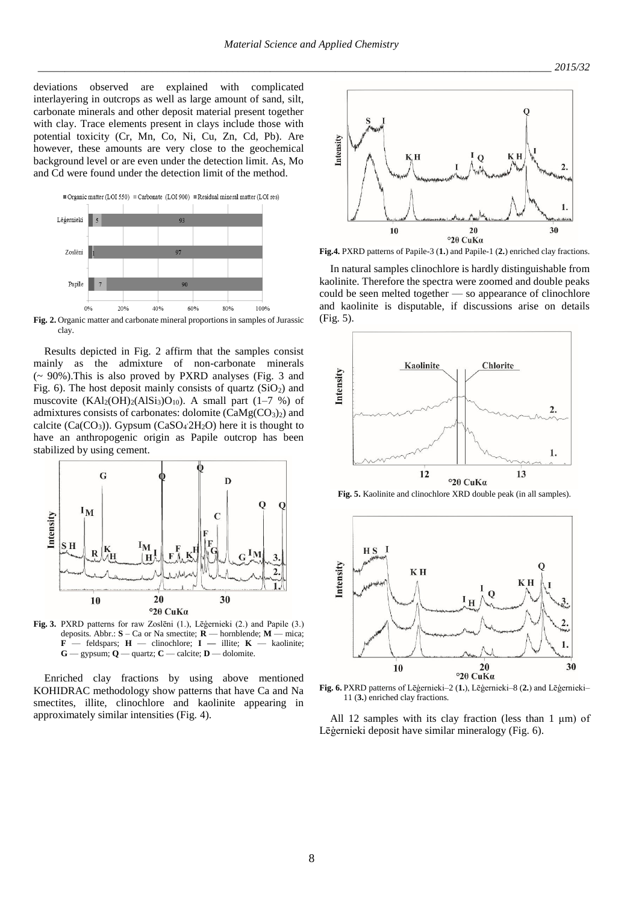deviations observed are explained with complicated interlayering in outcrops as well as large amount of sand, silt, carbonate minerals and other deposit material present together with clay. Trace elements present in clays include those with potential toxicity (Cr, Mn, Co, Ni, Cu, Zn, Cd, Pb). Are however, these amounts are very close to the geochemical background level or are even under the detection limit. As, Mo and Cd were found under the detection limit of the method.

**Fig. 2.** Organic matter and carbonate mineral proportions in samples of Jurassic clay.

Results depicted in Fig. 2 affirm that the samples consist mainly as the admixture of non-carbonate minerals (~ 90%).This is also proved by PXRD analyses (Fig. 3 and Fig. 6). The host deposit mainly consists of quartz ($SiO_2$) and muscovite ($KAl_2(OH)_2(AlSi_3)O_{10}$). A small part (1–7 %) of admixtures consists of carbonates: dolomite ($CaMg(CO_3)_2$) and calcite ($Ca(CO_3)$). Gypsum ($CaSO_4 \cdot 2H_2O$) here it is thought to have an anthropogenic origin as Papile outcrop has been stabilized by using cement.

**Fig. 3.** PXRD patterns for raw Zoslēni (1.), Lēģernieki (2.) and Papile (3.) deposits. Abbr.: **S** – Ca or Na smectite; **R** — hornblende; **M** — mica; **F** — feldspars; **H** — clinochlore; **I** — illite; **K** — kaolinite; **G** — gypsum; **Q** — quartz; **C** — calcite; **D** — dolomite.

Enriched clay fractions by using above mentioned KOHIDRAC methodology show patterns that have Ca and Na smectites, illite, clinochlore and kaolinite appearing in approximately similar intensities (Fig. 4).

**Fig.4.** PXRD patterns of Papile-3 (**1.**) and Papile-1 (**2.**) enriched clay fractions.

In natural samples clinochlore is hardly distinguishable from kaolinite. Therefore the spectra were zoomed and double peaks could be seen melted together — so appearance of clinochlore and kaolinite is disputable, if discussions arise on details (Fig. 5).

**Fig. 5.** Kaolinite and clinochlore XRD double peak (in all samples).

**Fig. 6.** PXRD patterns of Lēģernieki–2 (**1.**), Lēģernieki–8 (**2.**) and Lēģernieki–11 (**3.**) enriched clay fractions.

All 12 samples with its clay fraction (less than 1 μm) of Lēģernieki deposit have similar mineralogy (Fig. 6).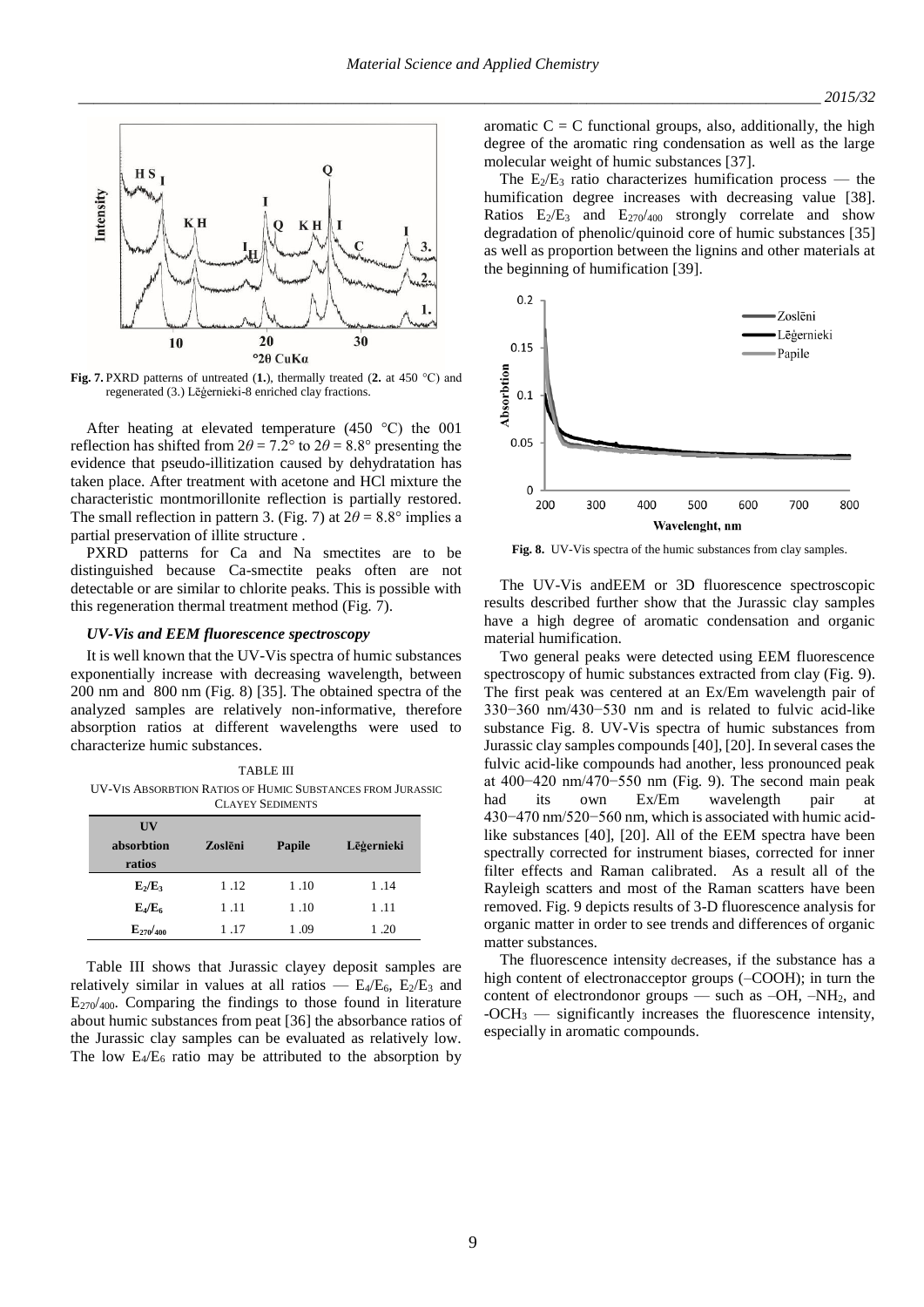Fig. 7. PXRD patterns of untreated (**1.**), thermally treated (**2.** at 450 °C) and regenerated (3.) Lēģernieki-8 enriched clay fractions.

After heating at elevated temperature (450 °C) the 001 reflection has shifted from $2\theta = 7.2°$ to $2\theta = 8.8°$ presenting the evidence that pseudo-illitization caused by dehydratation has taken place. After treatment with acetone and HCl mixture the characteristic montmorillonite reflection is partially restored. The small reflection in pattern 3. (Fig. 7) at $2\theta = 8.8°$ implies a partial preservation of illite structure .

PXRD patterns for Ca and Na smectites are to be distinguished because Ca-smectite peaks often are not detectable or are similar to chlorite peaks. This is possible with this regeneration thermal treatment method (Fig. 7).

### *UV-Vis and EEM fluorescence spectroscopy*

It is well known that the UV-Vis spectra of humic substances exponentially increase with decreasing wavelength, between 200 nm and 800 nm (Fig. 8) [35]. The obtained spectra of the analyzed samples are relatively non-informative, therefore absorption ratios at different wavelengths were used to characterize humic substances.

TABLE III
UV-VIS ABSORBTION RATIOS OF HUMIC SUBSTANCES FROM JURASSIC CLAYEY SEDIMENTS

| UV absorbtion ratios | Zoslēni | Papile | Lēģernieki |
|---|---|---|---|
| $E_2/E_3$ | 1 .12 | 1 .10 | 1 .14 |
| $E_4/E_6$ | 1 .11 | 1 .10 | 1 .11 |
| $E_{270}/_{400}$ | 1 .17 | 1 .09 | 1 .20 |

Table III shows that Jurassic clayey deposit samples are relatively similar in values at all ratios — $E_4/E_6$, $E_2/E_3$ and $E_{270}/_{400}$. Comparing the findings to those found in literature about humic substances from peat [36] the absorbance ratios of the Jurassic clay samples can be evaluated as relatively low. The low $E_4/E_6$ ratio may be attributed to the absorption by aromatic C = C functional groups, also, additionally, the high degree of the aromatic ring condensation as well as the large molecular weight of humic substances [37].

The $E_2/E_3$ ratio characterizes humification process — the humification degree increases with decreasing value [38]. Ratios $E_2/E_3$ and $E_{270}/_{400}$ strongly correlate and show degradation of phenolic/quinoid core of humic substances [35] as well as proportion between the lignins and other materials at the beginning of humification [39].

**Fig. 8.** UV-Vis spectra of the humic substances from clay samples.

The UV-Vis andEEM or 3D fluorescence spectroscopic results described further show that the Jurassic clay samples have a high degree of aromatic condensation and organic material humification.

Two general peaks were detected using EEM fluorescence spectroscopy of humic substances extracted from clay (Fig. 9). The first peak was centered at an Ex/Em wavelength pair of 330−360 nm/430−530 nm and is related to fulvic acid-like substance Fig. 8. UV-Vis spectra of humic substances from Jurassic clay samples compounds [40], [20]. In several cases the fulvic acid-like compounds had another, less pronounced peak at 400−420 nm/470−550 nm (Fig. 9). The second main peak had its own Ex/Em wavelength pair at 430−470 nm/520−560 nm, which is associated with humic acid-like substances [40], [20]. All of the EEM spectra have been spectrally corrected for instrument biases, corrected for inner filter effects and Raman calibrated. As a result all of the Rayleigh scatters and most of the Raman scatters have been removed. Fig. 9 depicts results of 3-D fluorescence analysis for organic matter in order to see trends and differences of organic matter substances.

The fluorescence intensity decreases, if the substance has a high content of electronacceptor groups (–COOH); in turn the content of electrondonor groups — such as –OH, $–NH_2$, and $-OCH_3$ — significantly increases the fluorescence intensity, especially in aromatic compounds.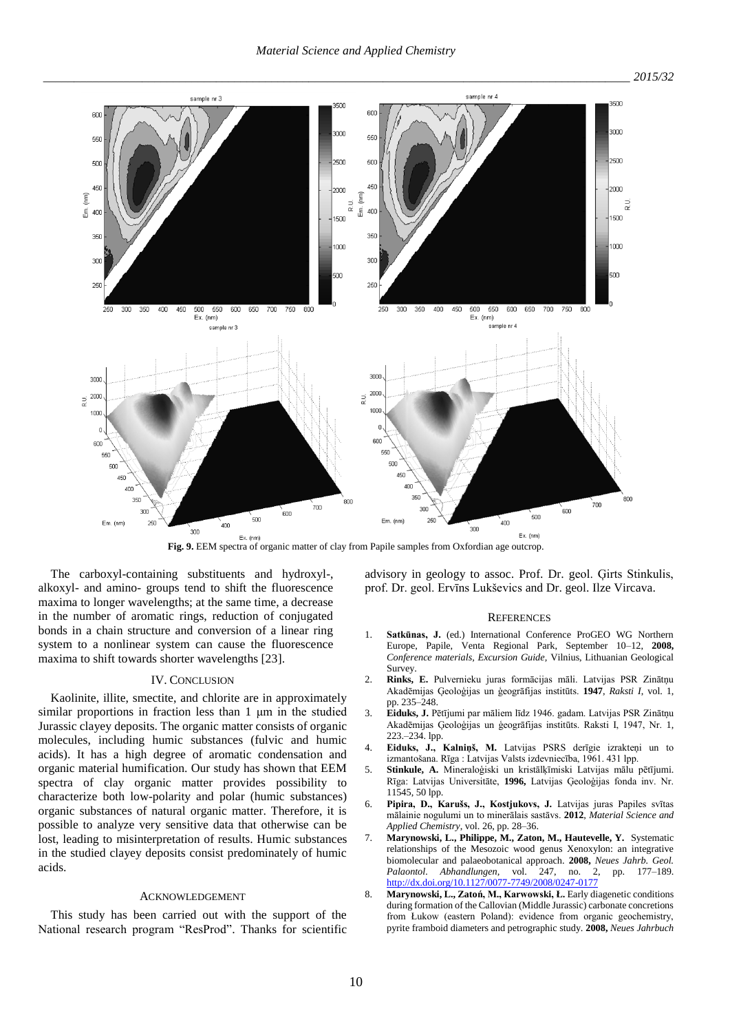**Fig. 9.** EEM spectra of organic matter of clay from Papile samples from Oxfordian age outcrop.

The carboxyl-containing substituents and hydroxyl-, alkoxyl- and amino- groups tend to shift the fluorescence maxima to longer wavelengths; at the same time, a decrease in the number of aromatic rings, reduction of conjugated bonds in a chain structure and conversion of a linear ring system to a nonlinear system can cause the fluorescence maxima to shift towards shorter wavelengths [23].

## IV. Conclusion

Kaolinite, illite, smectite, and chlorite are in approximately similar proportions in fraction less than 1 μm in the studied Jurassic clayey deposits. The organic matter consists of organic molecules, including humic substances (fulvic and humic acids). It has a high degree of aromatic condensation and organic material humification. Our study has shown that EEM spectra of clay organic matter provides possibility to characterize both low-polarity and polar (humic substances) organic substances of natural organic matter. Therefore, it is possible to analyze very sensitive data that otherwise can be lost, leading to misinterpretation of results. Humic substances in the studied clayey deposits consist predominately of humic acids.

## Acknowledgement

This study has been carried out with the support of the National research program "ResProd". Thanks for scientific advisory in geology to assoc. Prof. Dr. geol. Ģirts Stinkulis, prof. Dr. geol. Ervīns Lukševics and Dr. geol. Ilze Vircava.

## References

1. **Satkūnas, J.** (ed.) International Conference ProGEO WG Northern Europe, Papile, Venta Regional Park, September 10–12, **2008,** *Conference materials, Excursion Guide,* Vilnius, Lithuanian Geological Survey.
2. **Rinks, E.** Pulvernieku juras formācijas māli. Latvijas PSR Zinātņu Akadēmijas Ģeoloģijas un ģeogrāfijas institūts. **1947**, *Raksti I,* vol. 1, pp. 235–248.
3. **Eiduks, J.** Pētījumi par māliem līdz 1946. gadam. Latvijas PSR Zinātņu Akadēmijas Ģeoloģijas un ģeogrāfijas institūts. Raksti I, 1947, Nr. 1, 223.–234. lpp.
4. **Eiduks, J., Kalniņš, M.** Latvijas PSRS derīgie izrakteņi un to izmantošana. Rīga : Latvijas Valsts izdevniecība, 1961. 431 lpp.
5. **Stinkule, A.** Mineraloģiski un kristālķīmiski Latvijas mālu pētījumi. Rīga: Latvijas Universitāte, **1996,** Latvijas Ģeoloģijas fonda inv. Nr. 11545, 50 lpp.
6. **Pipira, D., Karušs, J., Kostjukovs, J.** Latvijas juras Papiles svītas mālainie nogulumi un to minerālais sastāvs. **2012**, *Material Science and Applied Chemistry*, vol. 26, pp. 28–36.
7. **Marynowski, L., Philippe, M., Zaton, M., Hautevelle, Y.** Systematic relationships of the Mesozoic wood genus Xenoxylon: an integrative biomolecular and palaeobotanical approach. **2008,** *Neues Jahrb. Geol. Palaontol. Abhandlungen,* vol. 247, no. 2, pp. 177–189. http://dx.doi.org/10.1127/0077-7749/2008/0247-0177
8. **Marynowski, L., Zatoń, M., Karwowski, Ł.** Early diagenetic conditions during formation of the Callovian (Middle Jurassic) carbonate concretions from Łukow (eastern Poland): evidence from organic geochemistry, pyrite framboid diameters and petrographic study. **2008,** *Neues Jahrbuch*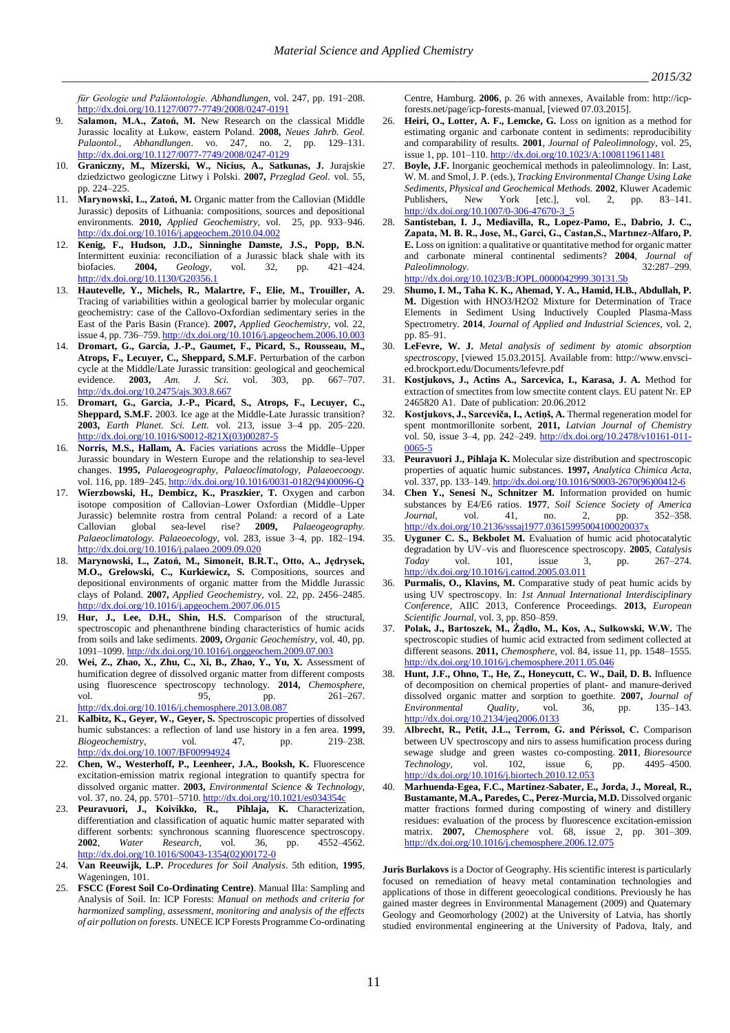*für Geologie und Paläontologie. Abhandlungen*, vol. 247, pp. 191–208. http://dx.doi.org/10.1127/0077-7749/2008/0247-0191

9. **Salamon, M.A., Zatoń, M.** New Research on the classical Middle Jurassic locality at Łukow, eastern Poland. **2008,** *Neues Jahrb. Geol. Palaontol., Abhandlungen*. vo. 247, no. 2, pp. 129–131. http://dx.doi.org/10.1127/0077-7749/2008/0247-0129
10. **Graniczny, M., Mizerski, W., Nicius, A., Satkunas, J.** Jurajskie dziedzictwo geologiczne Litwy i Polski. **2007,** *Przeglad Geol*. vol. 55, pp. 224–225.
11. **Marynowski, L., Zatoń, M.** Organic matter from the Callovian (Middle Jurassic) deposits of Lithuania: compositions, sources and depositional environments. **2010,** *Applied Geochemistry*, vol. 25, pp. 933–946. http://dx.doi.org/10.1016/j.apgeochem.2010.04.002
12. **Kenig, F., Hudson, J.D., Sinninghe Damste, J.S., Popp, B.N.** Intermittent euxinia: reconciliation of a Jurassic black shale with its biofacies. **2004,** *Geology*, vol. 32, pp. 421–424. http://dx.doi.org/10.1130/G20356.1
13. **Hautevelle, Y., Michels, R., Malartre, F., Elie, M., Trouiller, A.** Tracing of variabilities within a geological barrier by molecular organic geochemistry: case of the Callovo-Oxfordian sedimentary series in the East of the Paris Basin (France). **2007,** *Applied Geochemistry*, vol. 22, issue 4, pp. 736–759. http://dx.doi.org/10.1016/j.apgeochem.2006.10.003
14. **Dromart, G., Garcia, J.-P., Gaumet, F., Picard, S., Rousseau, M., Atrops, F., Lecuyer, C., Sheppard, S.M.F.** Perturbation of the carbon cycle at the Middle/Late Jurassic transition: geological and geochemical evidence. **2003,** *Am. J. Sci.* vol. 303, pp. 667–707. http://dx.doi.org/10.2475/ajs.303.8.667
15. **Dromart, G., Garcia, J.-P., Picard, S., Atrops, F., Lecuyer, C., Sheppard, S.M.F.** 2003. Ice age at the Middle-Late Jurassic transition? **2003,** *Earth Planet. Sci. Lett.* vol. 213, issue 3–4 pp. 205–220. http://dx.doi.org/10.1016/S0012-821X(03)00287-5
16. **Norris, M.S., Hallam, A.** Facies variations across the Middle–Upper Jurassic boundary in Western Europe and the relationship to sea-level changes. **1995,** *Palaeogeography, Palaeoclimatology, Palaeoecoogy*. vol. 116, pp. 189–245. http://dx.doi.org/10.1016/0031-0182(94)00096-Q
17. **Wierzbowski, H., Dembicz, K., Praszkier, T.** Oxygen and carbon isotope composition of Callovian–Lower Oxfordian (Middle–Upper Jurassic) belemnite rostra from central Poland: a record of a Late Callovian global sea-level rise? **2009,** *Palaeogeography. Palaeoclimatology. Palaeoecology*, vol. 283, issue 3–4, pp. 182–194. http://dx.doi.org/10.1016/j.palaeo.2009.09.020
18. **Marynowski, L., Zatoń, M., Simoneit, B.R.T., Otto, A., Jędrysek, M.O., Grelowski, C., Kurkiewicz, S.** Compositions, sources and depositional environments of organic matter from the Middle Jurassic clays of Poland. **2007,** *Applied Geochemistry*, vol. 22, pp. 2456–2485. http://dx.doi.org/10.1016/j.apgeochem.2007.06.015
19. **Hur, J., Lee, D.H., Shin, H.S.** Comparison of the structural, spectroscopic and phenanthrene binding characteristics of humic acids from soils and lake sediments. **2009,** *Organic Geochemistry*, vol. 40, pp. 1091–1099. http://dx.doi.org/10.1016/j.orggeochem.2009.07.003
20. **Wei, Z., Zhao, X., Zhu, C., Xi, B., Zhao, Y., Yu, X.** Assessment of humification degree of dissolved organic matter from different composts using fluorescence spectroscopy technology. **2014,** *Chemosphere*, vol. 95, pp. 261–267. http://dx.doi.org/10.1016/j.chemosphere.2013.08.087
21. **Kalbitz, K., Geyer, W., Geyer, S.** Spectroscopic properties of dissolved humic substances: a reflection of land use history in a fen area. **1999,** *Biogeochemistry*, vol. 47, pp. 219–238. http://dx.doi.org/10.1007/BF00994924
22. **Chen, W., Westerhoff, P., Leenheer, J.A., Booksh, K.** Fluorescence excitation-emission matrix regional integration to quantify spectra for dissolved organic matter. **2003,** *Environmental Science & Technology*, vol. 37, no. 24, pp. 5701–5710. http://dx.doi.org/10.1021/es034354c
23. **Peuravuori, J., Koivikko, R., Pihlaja, K.** Characterization, differentiation and classification of aquatic humic matter separated with different sorbents: synchronous scanning fluorescence spectroscopy. **2002**, *Water Research*, vol. 36, pp. 4552–4562. http://dx.doi.org/10.1016/S0043-1354(02)00172-0
24. **Van Reeuwijk, L.P.** *Procedures for Soil Analysis*. 5th edition, **1995**, Wageningen, 101.
25. **FSCC (Forest Soil Co-Ordinating Centre)**. Manual IIIa: Sampling and Analysis of Soil. In: ICP Forests: *Manual on methods and criteria for harmonized sampling, assessment, monitoring and analysis of the effects of air pollution on forests*. UNECE ICP Forests Programme Co-ordinating Centre, Hamburg. **2006**, p. 26 with annexes, Available from: http://icp-forests.net/page/icp-forests-manual, [viewed 07.03.2015].
26. **Heiri, O., Lotter, A. F., Lemcke, G.** Loss on ignition as a method for estimating organic and carbonate content in sediments: reproducibility and comparability of results. **2001**, *Journal of Paleolimnology*, vol. 25, issue 1, pp. 101–110. http://dx.doi.org/10.1023/A:1008119611481
27. **Boyle, J.F.** Inorganic geochemical methods in paleolimnology. In: Last, W. M. and Smol, J. P. (eds.), *Tracking Environmental Change Using Lake Sediments, Physical and Geochemical Methods.* **2002**, Kluwer Academic Publishers, New York [etc.], vol. 2, pp. 83–141. http://dx.doi.org/10.1007/0-306-47670-3_5
28. **Santisteban, I. J., Mediavilla, R., Lopez-Pamo, E., Dabrio, J. C., Zapata, M. B. R., Jose, M., Garci, G., Castan,S., Martınez-Alfaro, P. E.** Loss on ignition: a qualitative or quantitative method for organic matter and carbonate mineral continental sediments? **2004**, *Journal of Paleolimnology*. 32:287–299. http://dx.doi.org/10.1023/B:JOPL.0000042999.30131.5b
29. **Shumo, I. M., Taha K. K., Ahemad, Y. A., Hamid, H.B., Abdullah, P. M.** Digestion with HNO3/H2O2 Mixture for Determination of Trace Elements in Sediment Using Inductively Coupled Plasma-Mass Spectrometry. **2014**, *Journal of Applied and Industrial Sciences*, vol. 2, pp. 85–91.
30. **LeFevre, W. J.** *Metal analysis of sediment by atomic absorption spectroscopy*, [viewed 15.03.2015]. Available from: http://www.envsci-ed.brockport.edu/Documents/lefevre.pdf
31. **Kostjukovs, J., Actins A., Sarcevica, I., Karasa, J. A.** Method for extraction of smectites from low smectite content clays. EU patent Nr. EP 2465820 A1. Date of publication: 20.06.2012
32. **Kostjukovs, J., Sarceviča, I., Actiņš, A.** Thermal regeneration model for spent montmorillonite sorbent, **2011,** *Latvian Journal of Chemistry* vol. 50, issue 3–4, pp. 242–249. http://dx.doi.org/10.2478/v10161-011-0065-5
33. **Peuravuori J., Pihlaja K.** Molecular size distribution and spectroscopic properties of aquatic humic substances. **1997,** *Analytica Chimica Acta*, vol. 337, pp. 133–149. http://dx.doi.org/10.1016/S0003-2670(96)00412-6
34. **Chen Y., Senesi N., Schnitzer M.** Information provided on humic substances by E4/E6 ratios. **1977**, *Soil Science Society of America Journal*, vol. 41, no. 2, pp. 352–358. http://dx.doi.org/10.2136/sssaj1977.03615995004100020037x
35. **Uyguner C. S., Bekbolet M.** Evaluation of humic acid photocatalytic degradation by UV–vis and fluorescence spectroscopy. **2005**, *Catalysis Today* vol. 101, issue 3, pp. 267–274. http://dx.doi.org/10.1016/j.cattod.2005.03.011
36. **Purmalis, O., Klavins, M.** Comparative study of peat humic acids by using UV spectroscopy. In: *1st Annual International Interdisciplinary Conference*, AIIC 2013, Conference Proceedings. **2013,** *European Scientific Journal*, vol. 3, pp. 850–859.
37. **Polak, J., Bartoszek, M., Żądło, M., Kos, A., Sułkowski, W.W.** The spectroscopic studies of humic acid extracted from sediment collected at different seasons. **2011,** *Chemosphere*, vol. 84, issue 11, pp. 1548–1555. http://dx.doi.org/10.1016/j.chemosphere.2011.05.046
38. **Hunt, J.F., Ohno, T., He, Z., Honeycutt, C. W., Dail, D. B.** Influence of decomposition on chemical properties of plant- and manure-derived dissolved organic matter and sorption to goethite. **2007,** *Journal of Environmental Quality*, vol. 36, pp. 135–143. http://dx.doi.org/10.2134/jeq2006.0133
39. **Albrecht, R., Petit, J.L., Terrom, G. and Périssol, C.** Comparison between UV spectroscopy and nirs to assess humification process during sewage sludge and green wastes co-composting. **2011**, *Bioresource Technology*, vol. 102, issue 6, pp. 4495–4500. http://dx.doi.org/10.1016/j.biortech.2010.12.053
40. **Marhuenda-Egea, F.C., Martinez-Sabater, E., Jorda, J., Moreal, R., Bustamante, M.A., Paredes, C., Perez-Murcia, M.D.** Dissolved organic matter fractions formed during composting of winery and distillery residues: evaluation of the process by fluorescence excitation-emission matrix. **2007,** *Chemosphere* vol. 68, issue 2, pp. 301–309. http://dx.doi.org/10.1016/j.chemosphere.2006.12.075

**Juris Burlakovs** is a Doctor of Geography. His scientific interest is particularly focused on remediation of heavy metal contamination technologies and applications of those in different geoecological conditions. Previously he has gained master degrees in Environmental Management (2009) and Quaternary Geology and Geomorhology (2002) at the University of Latvia, has shortly studied environmental engineering at the University of Padova, Italy, and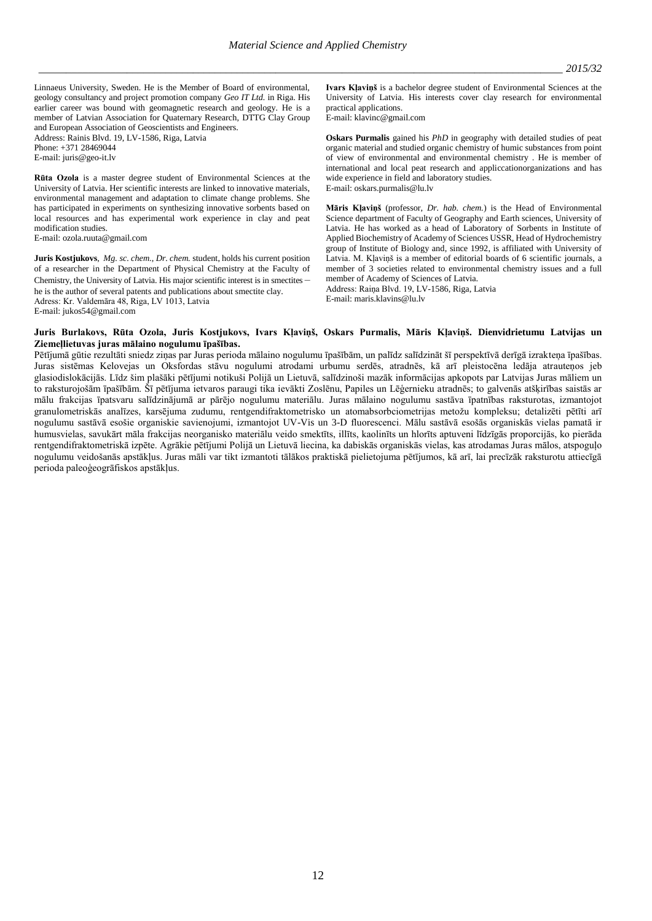Linnaeus University, Sweden. He is the Member of Board of environmental, geology consultancy and project promotion company *Geo IT Ltd.* in Riga. His earlier career was bound with geomagnetic research and geology. He is a member of Latvian Association for Quaternary Research, DTTG Clay Group and European Association of Geoscientists and Engineers.
Address: Rainis Blvd. 19, LV-1586, Riga, Latvia
Phone: +371 28469044
E-mail: juris@geo-it.lv

**Rūta Ozola** is a master degree student of Environmental Sciences at the University of Latvia. Her scientific interests are linked to innovative materials, environmental management and adaptation to climate change problems. She has participated in experiments on synthesizing innovative sorbents based on local resources and has experimental work experience in clay and peat modification studies.
E-mail: ozola.ruuta@gmail.com

**Juris Kostjukovs**, *Mg. sc. chem.*, *Dr. chem.* student, holds his current position of a researcher in the Department of Physical Chemistry at the Faculty of Chemistry, the University of Latvia. His major scientific interest is in smectites – he is the author of several patents and publications about smectite clay.
Adress: Kr. Valdemāra 48, Riga, LV 1013, Latvia
E-mail: jukos54@gmail.com

**Ivars Kļaviņš** is a bachelor degree student of Environmental Sciences at the University of Latvia. His interests cover clay research for environmental practical applications.
E-mail: klavinc@gmail.com

**Oskars Purmalis** gained his *PhD* in geography with detailed studies of peat organic material and studied organic chemistry of humic substances from point of view of environmental and environmental chemistry . He is member of international and local peat research and appliccationorganizations and has wide experience in field and laboratory studies.
E-mail: oskars.purmalis@lu.lv

**Māris Kļaviņš** (professor, *Dr. hab. chem.*) is the Head of Environmental Science department of Faculty of Geography and Earth sciences, University of Latvia. He has worked as a head of Laboratory of Sorbents in Institute of Applied Biochemistry of Academy of Sciences USSR, Head of Hydrochemistry group of Institute of Biology and, since 1992, is affiliated with University of Latvia. M. Kļaviņš is a member of editorial boards of 6 scientific journals, a member of 3 societies related to environmental chemistry issues and a full member of Academy of Sciences of Latvia.
Address: Raiņa Blvd. 19, LV-1586, Riga, Latvia
E-mail: maris.klavins@lu.lv

**Juris Burlakovs, Rūta Ozola, Juris Kostjukovs, Ivars Kļaviņš, Oskars Purmalis, Māris Kļaviņš. Dienvidrietumu Latvijas un Ziemeļlietuvas juras mālaino nogulumu īpašības.**

Pētījumā gūtie rezultāti sniedz ziņas par Juras perioda mālaino nogulumu īpašībām, un palīdz salīdzināt šī perspektīvā derīgā izrakteņa īpašības. Juras sistēmas Kelovejas un Oksfordas stāvu nogulumi atrodami urbumu serdēs, atradnēs, kā arī pleistocēna ledāja atrauteņos jeb glasiodislokācijās. Līdz šim plašāki pētījumi notikuši Polijā un Lietuvā, salīdzinoši mazāk informācijas apkopots par Latvijas Juras māliem un to raksturojošām īpašībām. Šī pētījuma ietvaros paraugi tika ievākti Zoslēnu, Papiles un Lēģernieku atradnēs; to galvenās atšķirības saistās ar mālu frakcijas īpatsvaru salīdzinājumā ar pārējo nogulumu materiālu. Juras mālaino nogulumu sastāva īpatnības raksturotas, izmantojot granulometriskās analīzes, karsējuma zudumu, rentgendifraktometrisko un atomabsorbciometrijas metožu kompleksu; detalizēti pētīti arī nogulumu sastāvā esošie organiskie savienojumi, izmantojot UV-Vis un 3-D fluorescenci. Mālu sastāvā esošās organiskās vielas pamatā ir humusvielas, savukārt māla frakcijas neorganisko materiālu veido smektīts, illīts, kaolinīts un hlorīts aptuveni līdzīgās proporcijās, ko pierāda rentgendifraktometriskā izpēte. Agrākie pētījumi Polijā un Lietuvā liecina, ka dabiskās organiskās vielas, kas atrodamas Juras mālos, atspoguļo nogulumu veidošanās apstākļus. Juras māli var tikt izmantoti tālākos praktiskā pielietojuma pētījumos, kā arī, lai precīzāk raksturotu attiecīgā perioda paleoģeogrāfiskos apstākļus.